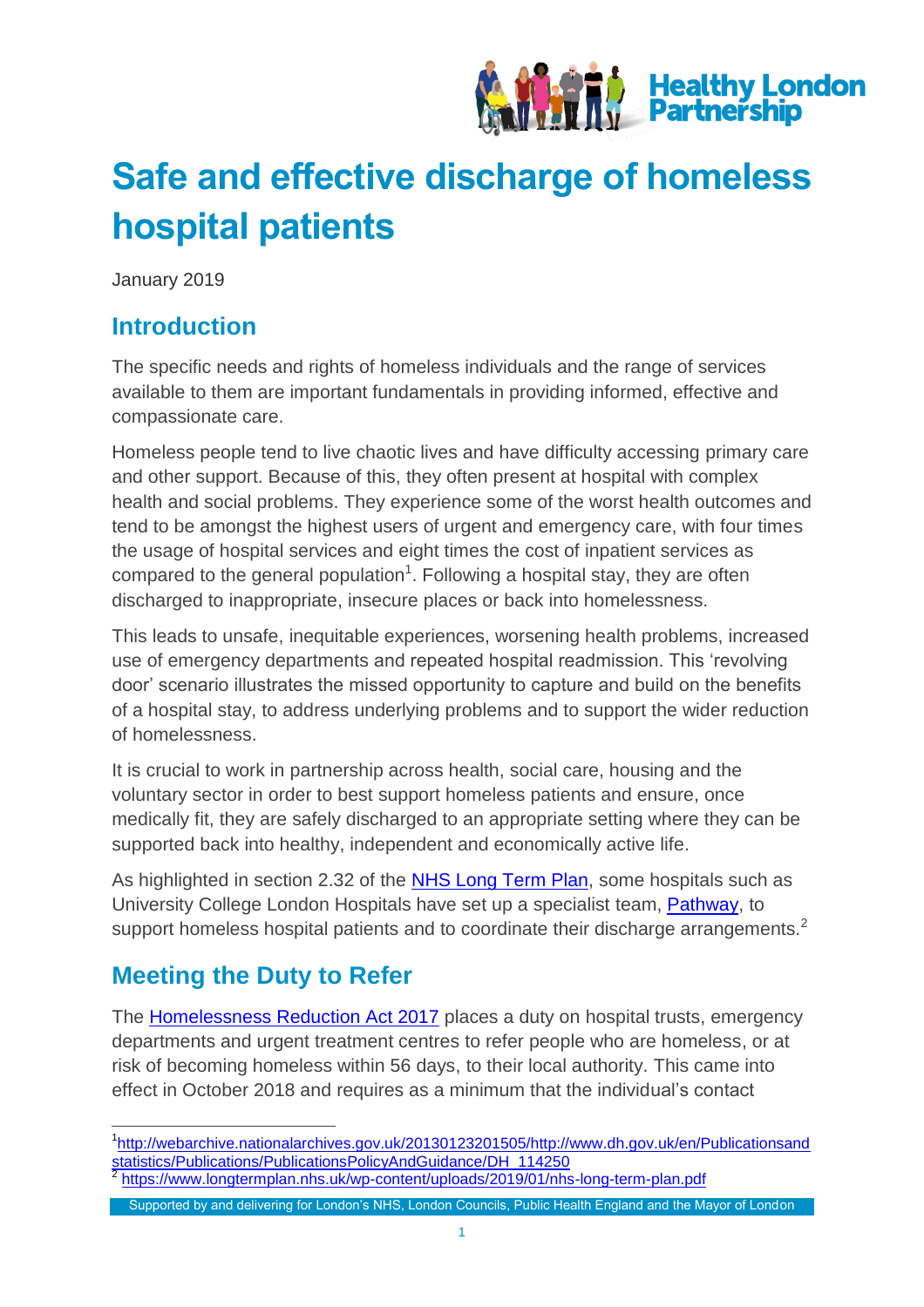# Safe and effective discharge of homeless hospital patients

January 2019

## Introduction

The specific needs and rights of homeless individuals and the range of services available to them are important fundamentals in providing informed, effective and compassionate care.

Homeless people tend to live chaotic lives and have difficulty accessing primary care and other support. Because of this, they often present at hospital with complex health and social problems. They experience some of the worst health outcomes and tend to be amongst the highest users of urgent and emergency care, with four times the usage of hospital services and eight times the cost of inpatient services as compared to the general population[1]. Following a hospital stay, they are often discharged to inappropriate, insecure places or back into homelessness.

This leads to unsafe, inequitable experiences, worsening health problems, increased use of emergency departments and repeated hospital readmission. This 'revolving door' scenario illustrates the missed opportunity to capture and build on the benefits of a hospital stay, to address underlying problems and to support the wider reduction of homelessness.

It is crucial to work in partnership across health, social care, housing and the voluntary sector in order to best support homeless patients and ensure, once medically fit, they are safely discharged to an appropriate setting where they can be supported back into healthy, independent and economically active life.

As highlighted in section 2.32 of the NHS Long Term Plan, some hospitals such as University College London Hospitals have set up a specialist team, Pathway, to support homeless hospital patients and to coordinate their discharge arrangements.[2]

## Meeting the Duty to Refer

The Homelessness Reduction Act 2017 places a duty on hospital trusts, emergency departments and urgent treatment centres to refer people who are homeless, or at risk of becoming homeless within 56 days, to their local authority. This came into effect in October 2018 and requires as a minimum that the individual's contact

[1] http://webarchive.nationalarchives.gov.uk/20130123201505/http://www.dh.gov.uk/en/Publicationsandstatistics/Publications/PublicationsPolicyAndGuidance/DH_114250

[2] https://www.longtermplan.nhs.uk/wp-content/uploads/2019/01/nhs-long-term-plan.pdf

Supported by and delivering for London's NHS, London Councils, Public Health England and the Mayor of London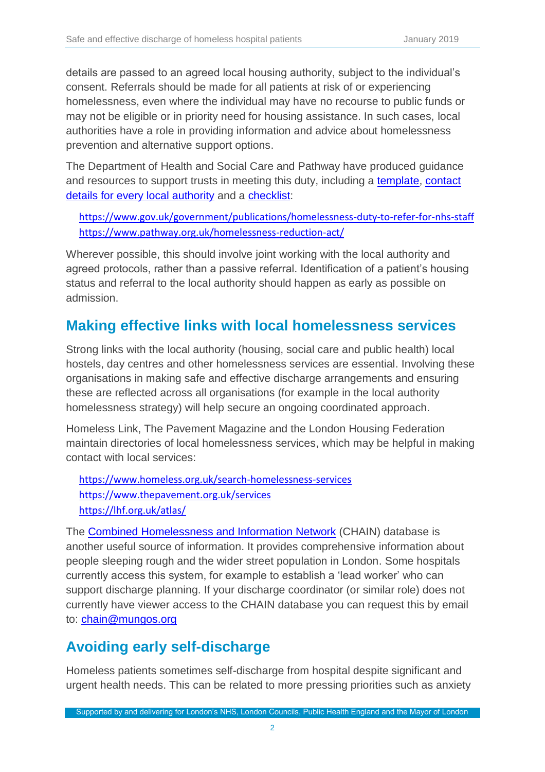details are passed to an agreed local housing authority, subject to the individual's consent. Referrals should be made for all patients at risk of or experiencing homelessness, even where the individual may have no recourse to public funds or may not be eligible or in priority need for housing assistance. In such cases, local authorities have a role in providing information and advice about homelessness prevention and alternative support options.

The Department of Health and Social Care and Pathway have produced guidance and resources to support trusts in meeting this duty, including a template, contact details for every local authority and a checklist:

https://www.gov.uk/government/publications/homelessness-duty-to-refer-for-nhs-staff
https://www.pathway.org.uk/homelessness-reduction-act/

Wherever possible, this should involve joint working with the local authority and agreed protocols, rather than a passive referral. Identification of a patient's housing status and referral to the local authority should happen as early as possible on admission.

## Making effective links with local homelessness services

Strong links with the local authority (housing, social care and public health) local hostels, day centres and other homelessness services are essential. Involving these organisations in making safe and effective discharge arrangements and ensuring these are reflected across all organisations (for example in the local authority homelessness strategy) will help secure an ongoing coordinated approach.

Homeless Link, The Pavement Magazine and the London Housing Federation maintain directories of local homelessness services, which may be helpful in making contact with local services:

https://www.homeless.org.uk/search-homelessness-services
https://www.thepavement.org.uk/services
https://lhf.org.uk/atlas/

The Combined Homelessness and Information Network (CHAIN) database is another useful source of information. It provides comprehensive information about people sleeping rough and the wider street population in London. Some hospitals currently access this system, for example to establish a 'lead worker' who can support discharge planning. If your discharge coordinator (or similar role) does not currently have viewer access to the CHAIN database you can request this by email to: chain@mungos.org

## Avoiding early self-discharge

Homeless patients sometimes self-discharge from hospital despite significant and urgent health needs. This can be related to more pressing priorities such as anxiety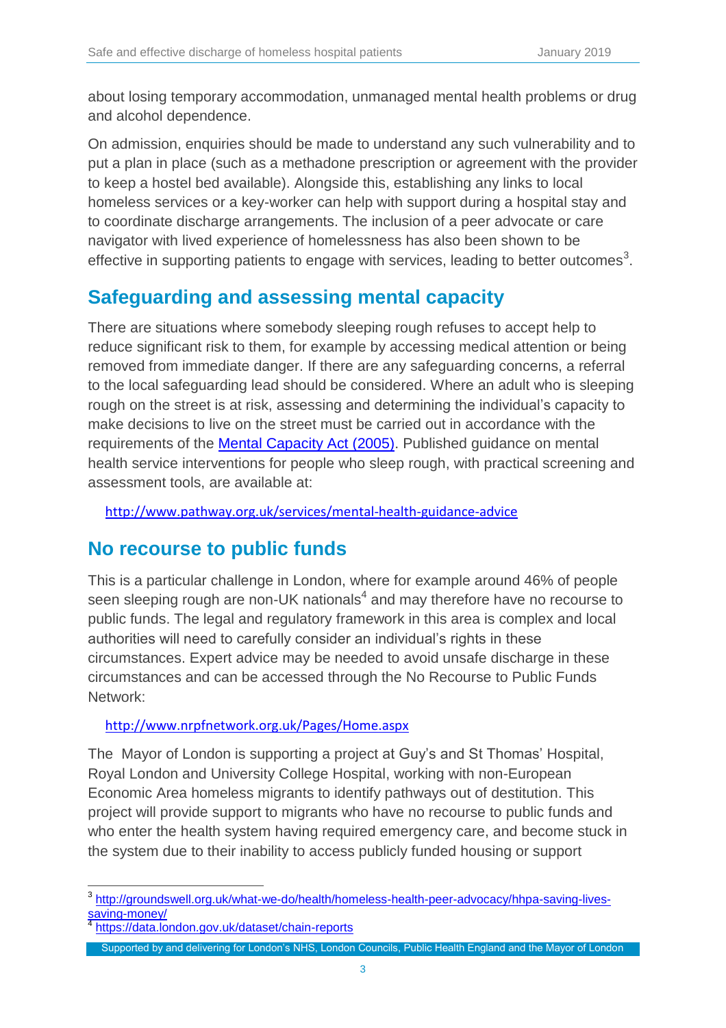about losing temporary accommodation, unmanaged mental health problems or drug and alcohol dependence.

On admission, enquiries should be made to understand any such vulnerability and to put a plan in place (such as a methadone prescription or agreement with the provider to keep a hostel bed available). Alongside this, establishing any links to local homeless services or a key-worker can help with support during a hospital stay and to coordinate discharge arrangements. The inclusion of a peer advocate or care navigator with lived experience of homelessness has also been shown to be effective in supporting patients to engage with services, leading to better outcomes[3].

## Safeguarding and assessing mental capacity

There are situations where somebody sleeping rough refuses to accept help to reduce significant risk to them, for example by accessing medical attention or being removed from immediate danger. If there are any safeguarding concerns, a referral to the local safeguarding lead should be considered. Where an adult who is sleeping rough on the street is at risk, assessing and determining the individual's capacity to make decisions to live on the street must be carried out in accordance with the requirements of the [Mental Capacity Act (2005)](). Published guidance on mental health service interventions for people who sleep rough, with practical screening and assessment tools, are available at:

http://www.pathway.org.uk/services/mental-health-guidance-advice

## No recourse to public funds

This is a particular challenge in London, where for example around 46% of people seen sleeping rough are non-UK nationals[4] and may therefore have no recourse to public funds. The legal and regulatory framework in this area is complex and local authorities will need to carefully consider an individual's rights in these circumstances. Expert advice may be needed to avoid unsafe discharge in these circumstances and can be accessed through the No Recourse to Public Funds Network:

http://www.nrpfnetwork.org.uk/Pages/Home.aspx

The Mayor of London is supporting a project at Guy's and St Thomas' Hospital, Royal London and University College Hospital, working with non-European Economic Area homeless migrants to identify pathways out of destitution. This project will provide support to migrants who have no recourse to public funds and who enter the health system having required emergency care, and become stuck in the system due to their inability to access publicly funded housing or support

---

[3] http://groundswell.org.uk/what-we-do/health/homeless-health-peer-advocacy/hhpa-saving-lives-saving-money/

[4] https://data.london.gov.uk/dataset/chain-reports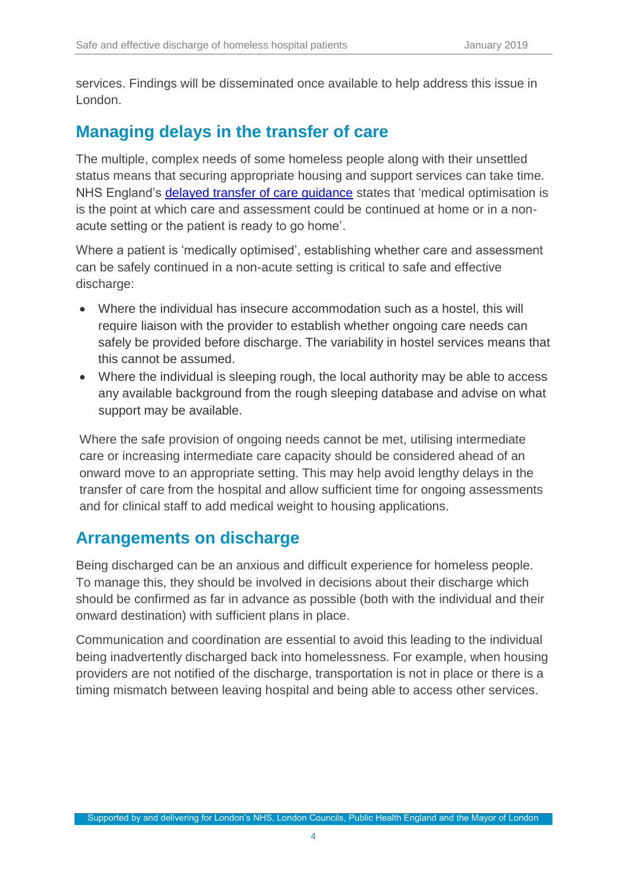services. Findings will be disseminated once available to help address this issue in London.

## Managing delays in the transfer of care

The multiple, complex needs of some homeless people along with their unsettled status means that securing appropriate housing and support services can take time. NHS England's [delayed transfer of care guidance] states that 'medical optimisation is is the point at which care and assessment could be continued at home or in a non-acute setting or the patient is ready to go home'.

Where a patient is 'medically optimised', establishing whether care and assessment can be safely continued in a non-acute setting is critical to safe and effective discharge:

- Where the individual has insecure accommodation such as a hostel, this will require liaison with the provider to establish whether ongoing care needs can safely be provided before discharge. The variability in hostel services means that this cannot be assumed.
- Where the individual is sleeping rough, the local authority may be able to access any available background from the rough sleeping database and advise on what support may be available.

Where the safe provision of ongoing needs cannot be met, utilising intermediate care or increasing intermediate care capacity should be considered ahead of an onward move to an appropriate setting. This may help avoid lengthy delays in the transfer of care from the hospital and allow sufficient time for ongoing assessments and for clinical staff to add medical weight to housing applications.

## Arrangements on discharge

Being discharged can be an anxious and difficult experience for homeless people. To manage this, they should be involved in decisions about their discharge which should be confirmed as far in advance as possible (both with the individual and their onward destination) with sufficient plans in place.

Communication and coordination are essential to avoid this leading to the individual being inadvertently discharged back into homelessness. For example, when housing providers are not notified of the discharge, transportation is not in place or there is a timing mismatch between leaving hospital and being able to access other services.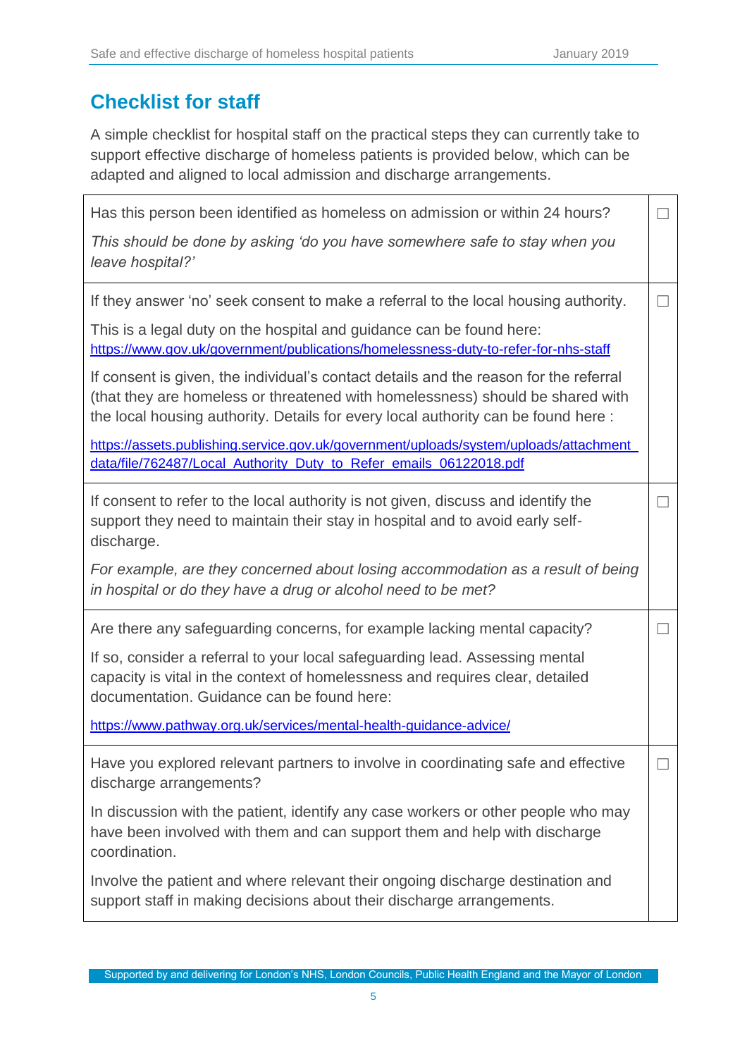## Checklist for staff

A simple checklist for hospital staff on the practical steps they can currently take to support effective discharge of homeless patients is provided below, which can be adapted and aligned to local admission and discharge arrangements.

| | |
|---|---|
| Has this person been identified as homeless on admission or within 24 hours?<br><br>*This should be done by asking 'do you have somewhere safe to stay when you leave hospital?'* | ☐ |
| If they answer 'no' seek consent to make a referral to the local housing authority.<br><br>This is a legal duty on the hospital and guidance can be found here: https://www.gov.uk/government/publications/homelessness-duty-to-refer-for-nhs-staff<br><br>If consent is given, the individual's contact details and the reason for the referral (that they are homeless or threatened with homelessness) should be shared with the local housing authority. Details for every local authority can be found here :<br><br>https://assets.publishing.service.gov.uk/government/uploads/system/uploads/attachment_data/file/762487/Local_Authority_Duty_to_Refer_emails_06122018.pdf | ☐ |
| If consent to refer to the local authority is not given, discuss and identify the support they need to maintain their stay in hospital and to avoid early self-discharge.<br><br>*For example, are they concerned about losing accommodation as a result of being in hospital or do they have a drug or alcohol need to be met?* | ☐ |
| Are there any safeguarding concerns, for example lacking mental capacity?<br><br>If so, consider a referral to your local safeguarding lead. Assessing mental capacity is vital in the context of homelessness and requires clear, detailed documentation. Guidance can be found here:<br><br>https://www.pathway.org.uk/services/mental-health-guidance-advice/ | ☐ |
| Have you explored relevant partners to involve in coordinating safe and effective discharge arrangements?<br><br>In discussion with the patient, identify any case workers or other people who may have been involved with them and can support them and help with discharge coordination.<br><br>Involve the patient and where relevant their ongoing discharge destination and support staff in making decisions about their discharge arrangements. | ☐ |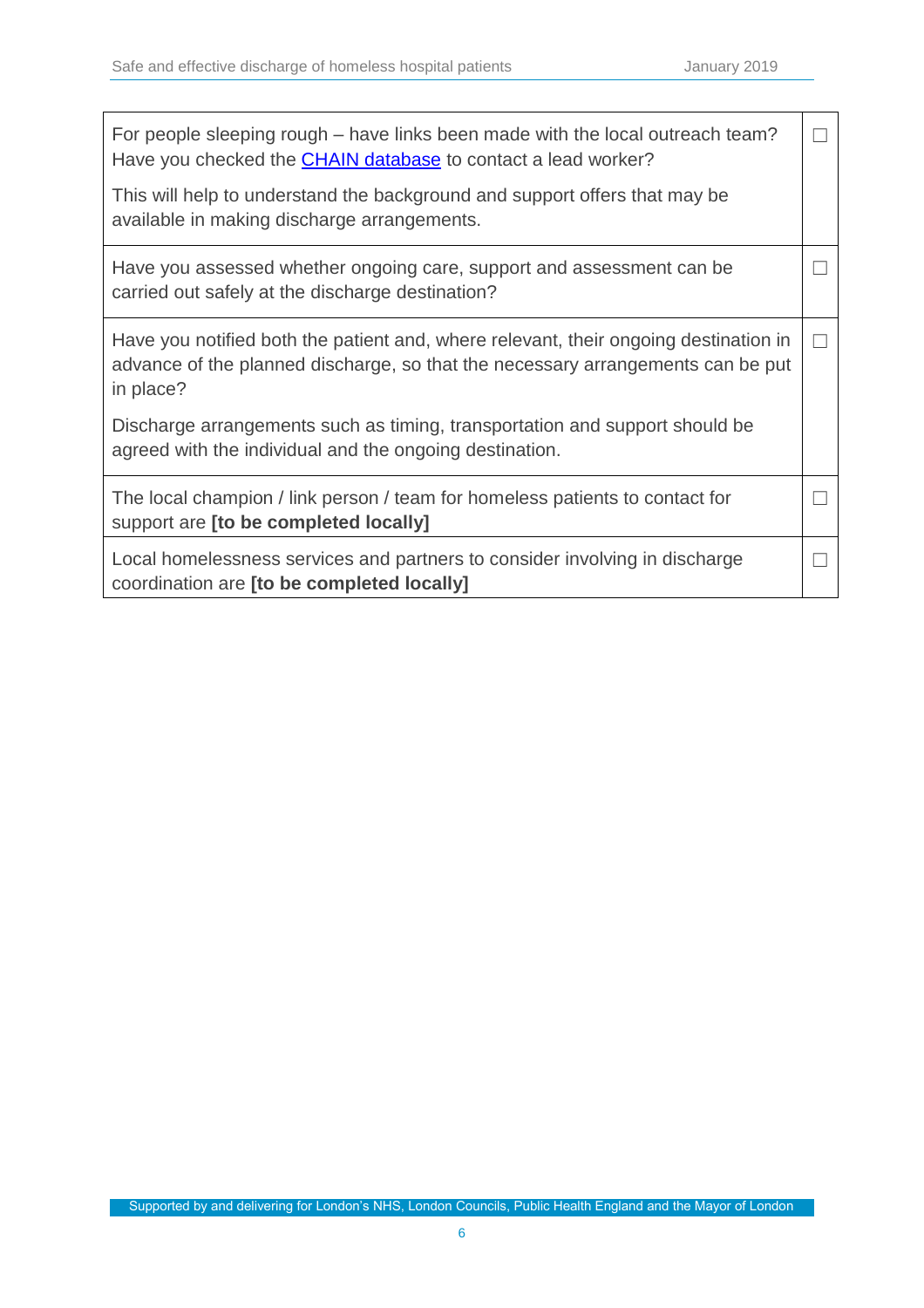| | |
|---|---|
| For people sleeping rough – have links been made with the local outreach team? Have you checked the CHAIN database to contact a lead worker?<br><br>This will help to understand the background and support offers that may be available in making discharge arrangements. | ☐ |
| Have you assessed whether ongoing care, support and assessment can be carried out safely at the discharge destination? | ☐ |
| Have you notified both the patient and, where relevant, their ongoing destination in advance of the planned discharge, so that the necessary arrangements can be put in place?<br><br>Discharge arrangements such as timing, transportation and support should be agreed with the individual and the ongoing destination. | ☐ |
| The local champion / link person / team for homeless patients to contact for support are **[to be completed locally]** | ☐ |
| Local homelessness services and partners to consider involving in discharge coordination are **[to be completed locally]** | ☐ |

Supported by and delivering for London's NHS, London Councils, Public Health England and the Mayor of London